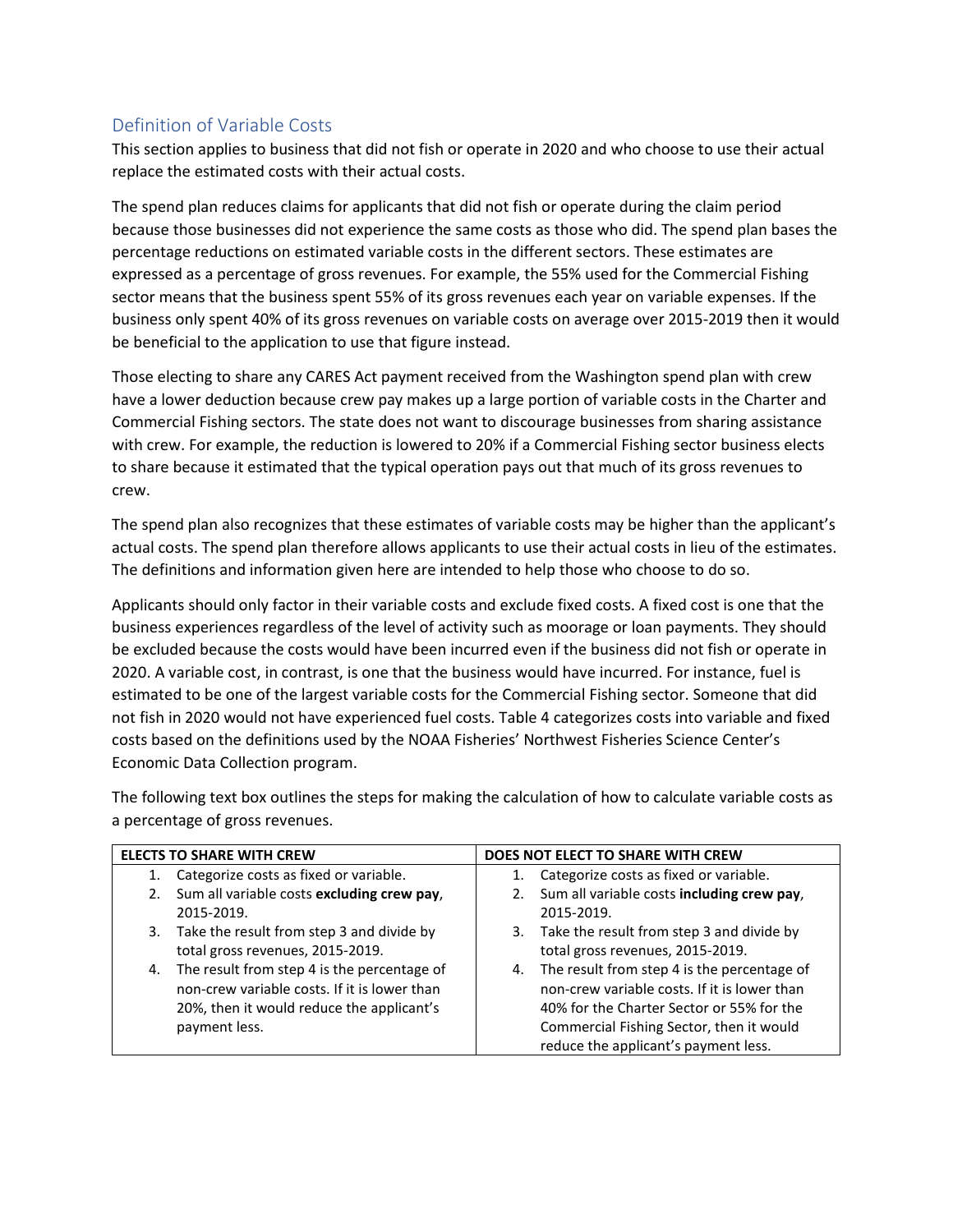## Definition of Variable Costs

This section applies to business that did not fish or operate in 2020 and who choose to use their actual replace the estimated costs with their actual costs.

The spend plan reduces claims for applicants that did not fish or operate during the claim period because those businesses did not experience the same costs as those who did. The spend plan bases the percentage reductions on estimated variable costs in the different sectors. These estimates are expressed as a percentage of gross revenues. For example, the 55% used for the Commercial Fishing sector means that the business spent 55% of its gross revenues each year on variable expenses. If the business only spent 40% of its gross revenues on variable costs on average over 2015-2019 then it would be beneficial to the application to use that figure instead.

Those electing to share any CARES Act payment received from the Washington spend plan with crew have a lower deduction because crew pay makes up a large portion of variable costs in the Charter and Commercial Fishing sectors. The state does not want to discourage businesses from sharing assistance with crew. For example, the reduction is lowered to 20% if a Commercial Fishing sector business elects to share because it estimated that the typical operation pays out that much of its gross revenues to crew.

The spend plan also recognizes that these estimates of variable costs may be higher than the applicant's actual costs. The spend plan therefore allows applicants to use their actual costs in lieu of the estimates. The definitions and information given here are intended to help those who choose to do so.

Applicants should only factor in their variable costs and exclude fixed costs. A fixed cost is one that the business experiences regardless of the level of activity such as moorage or loan payments. They should be excluded because the costs would have been incurred even if the business did not fish or operate in 2020. A variable cost, in contrast, is one that the business would have incurred. For instance, fuel is estimated to be one of the largest variable costs for the Commercial Fishing sector. Someone that did not fish in 2020 would not have experienced fuel costs. Table 4 categorizes costs into variable and fixed costs based on the definitions used by the NOAA Fisheries' Northwest Fisheries Science Center's Economic Data Collection program.

The following text box outlines the steps for making the calculation of how to calculate variable costs as a percentage of gross revenues.

| ELECTS TO SHARE WITH CREW | DOES NOT ELECT TO SHARE WITH CREW |
|---|---|
| 1. Categorize costs as fixed or variable.<br>2. Sum all variable costs **excluding crew pay**, 2015-2019.<br>3. Take the result from step 3 and divide by total gross revenues, 2015-2019.<br>4. The result from step 4 is the percentage of non-crew variable costs. If it is lower than 20%, then it would reduce the applicant's payment less. | 1. Categorize costs as fixed or variable.<br>2. Sum all variable costs **including crew pay**, 2015-2019.<br>3. Take the result from step 3 and divide by total gross revenues, 2015-2019.<br>4. The result from step 4 is the percentage of non-crew variable costs. If it is lower than 40% for the Charter Sector or 55% for the Commercial Fishing Sector, then it would reduce the applicant's payment less. |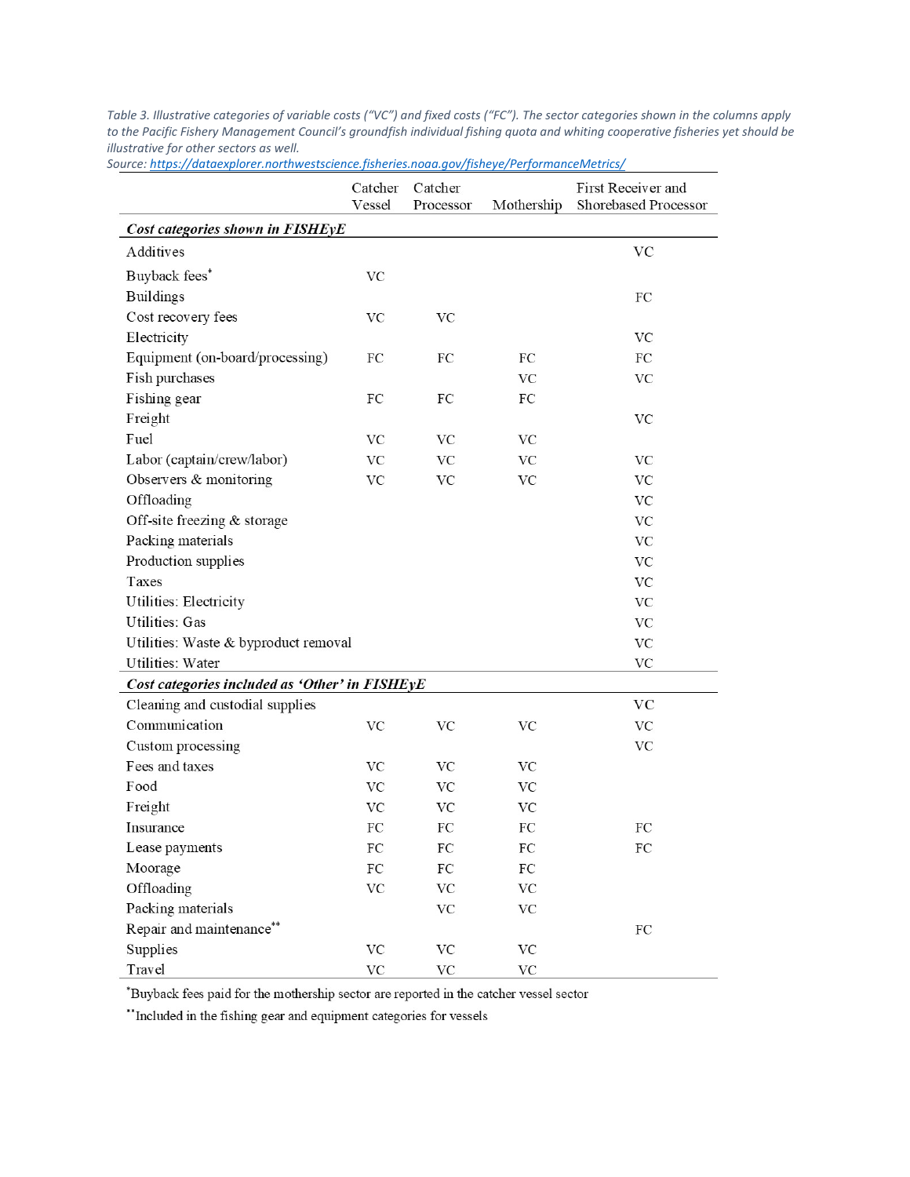*Table 3. Illustrative categories of variable costs ("VC") and fixed costs ("FC"). The sector categories shown in the columns apply to the Pacific Fishery Management Council's groundfish individual fishing quota and whiting cooperative fisheries yet should be illustrative for other sectors as well.*
*Source: [https://dataexplorer.northwestscience.fisheries.noaa.gov/fisheye/PerformanceMetrics/](https://dataexplorer.northwestscience.fisheries.noaa.gov/fisheye/PerformanceMetrics/)*

| | Catcher Vessel | Catcher Processor | Mothership | First Receiver and Shorebased Processor |
|---|---|---|---|---|
| ***Cost categories shown in FISHEyE*** | | | | |
| Additives | | | | VC |
| Buyback fees* | VC | | | |
| Buildings | | | | FC |
| Cost recovery fees | VC | VC | | |
| Electricity | | | | VC |
| Equipment (on-board/processing) | FC | FC | FC | FC |
| Fish purchases | | | VC | VC |
| Fishing gear | FC | FC | FC | |
| Freight | | | | VC |
| Fuel | VC | VC | VC | |
| Labor (captain/crew/labor) | VC | VC | VC | VC |
| Observers & monitoring | VC | VC | VC | VC |
| Offloading | | | | VC |
| Off-site freezing & storage | | | | VC |
| Packing materials | | | | VC |
| Production supplies | | | | VC |
| Taxes | | | | VC |
| Utilities: Electricity | | | | VC |
| Utilities: Gas | | | | VC |
| Utilities: Waste & byproduct removal | | | | VC |
| Utilities: Water | | | | VC |
| ***Cost categories included as 'Other' in FISHEyE*** | | | | |
| Cleaning and custodial supplies | | | | VC |
| Communication | VC | VC | VC | VC |
| Custom processing | | | | VC |
| Fees and taxes | VC | VC | VC | |
| Food | VC | VC | VC | |
| Freight | VC | VC | VC | |
| Insurance | FC | FC | FC | FC |
| Lease payments | FC | FC | FC | FC |
| Moorage | FC | FC | FC | |
| Offloading | VC | VC | VC | |
| Packing materials | | VC | VC | |
| Repair and maintenance** | | | | FC |
| Supplies | VC | VC | VC | |
| Travel | VC | VC | VC | |

*Buyback fees paid for the mothership sector are reported in the catcher vessel sector

**Included in the fishing gear and equipment categories for vessels